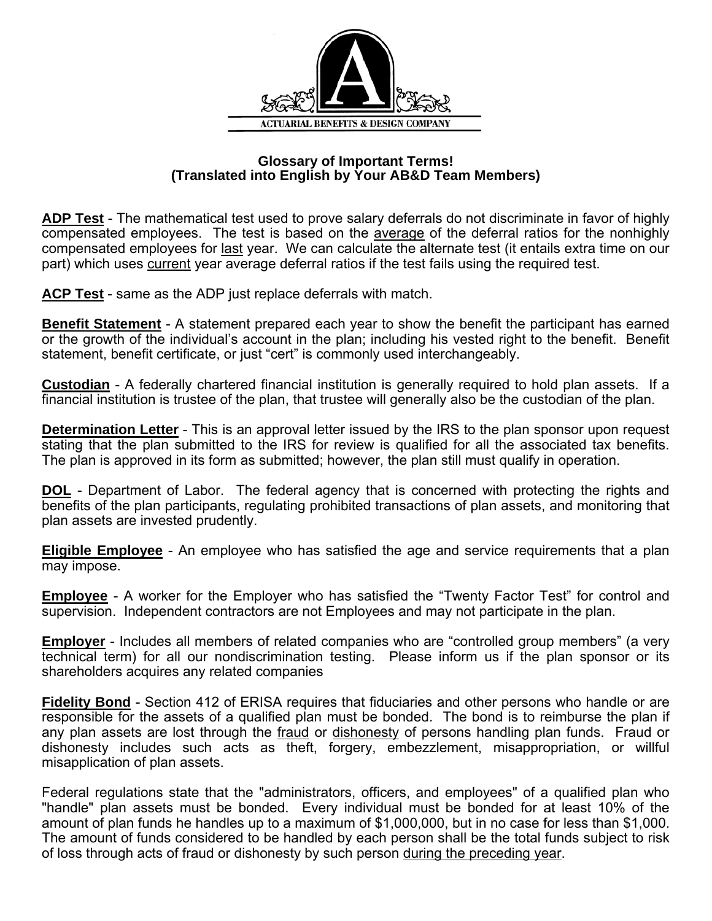ACTUARIAL BENEFITS & DESIGN COMPANY

## Glossary of Important Terms!
## (Translated into English by Your AB&D Team Members)

**ADP Test** - The mathematical test used to prove salary deferrals do not discriminate in favor of highly compensated employees. The test is based on the average of the deferral ratios for the nonhighly compensated employees for last year. We can calculate the alternate test (it entails extra time on our part) which uses current year average deferral ratios if the test fails using the required test.

**ACP Test** - same as the ADP just replace deferrals with match.

**Benefit Statement** - A statement prepared each year to show the benefit the participant has earned or the growth of the individual's account in the plan; including his vested right to the benefit. Benefit statement, benefit certificate, or just "cert" is commonly used interchangeably.

**Custodian** - A federally chartered financial institution is generally required to hold plan assets. If a financial institution is trustee of the plan, that trustee will generally also be the custodian of the plan.

**Determination Letter** - This is an approval letter issued by the IRS to the plan sponsor upon request stating that the plan submitted to the IRS for review is qualified for all the associated tax benefits. The plan is approved in its form as submitted; however, the plan still must qualify in operation.

**DOL** - Department of Labor. The federal agency that is concerned with protecting the rights and benefits of the plan participants, regulating prohibited transactions of plan assets, and monitoring that plan assets are invested prudently.

**Eligible Employee** - An employee who has satisfied the age and service requirements that a plan may impose.

**Employee** - A worker for the Employer who has satisfied the "Twenty Factor Test" for control and supervision. Independent contractors are not Employees and may not participate in the plan.

**Employer** - Includes all members of related companies who are "controlled group members" (a very technical term) for all our nondiscrimination testing. Please inform us if the plan sponsor or its shareholders acquires any related companies

**Fidelity Bond** - Section 412 of ERISA requires that fiduciaries and other persons who handle or are responsible for the assets of a qualified plan must be bonded. The bond is to reimburse the plan if any plan assets are lost through the fraud or dishonesty of persons handling plan funds. Fraud or dishonesty includes such acts as theft, forgery, embezzlement, misappropriation, or willful misapplication of plan assets.

Federal regulations state that the "administrators, officers, and employees" of a qualified plan who "handle" plan assets must be bonded. Every individual must be bonded for at least 10% of the amount of plan funds he handles up to a maximum of $1,000,000, but in no case for less than $1,000. The amount of funds considered to be handled by each person shall be the total funds subject to risk of loss through acts of fraud or dishonesty by such person during the preceding year.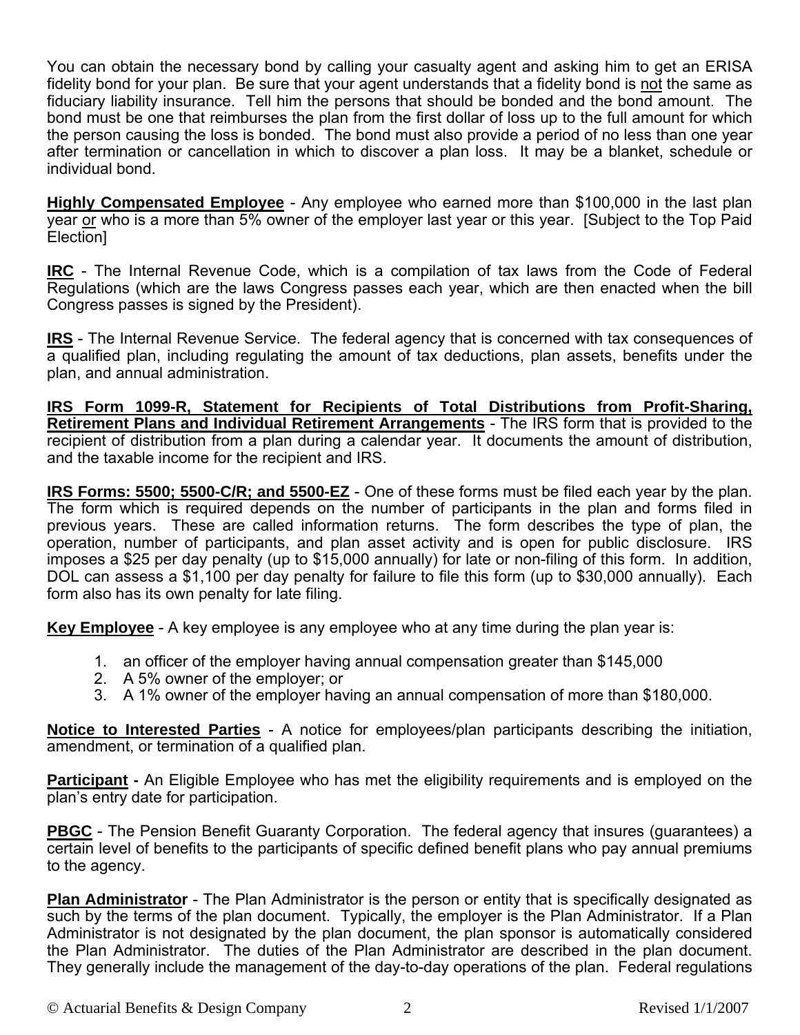You can obtain the necessary bond by calling your casualty agent and asking him to get an ERISA fidelity bond for your plan. Be sure that your agent understands that a fidelity bond is <u>not</u> the same as fiduciary liability insurance. Tell him the persons that should be bonded and the bond amount. The bond must be one that reimburses the plan from the first dollar of loss up to the full amount for which the person causing the loss is bonded. The bond must also provide a period of no less than one year after termination or cancellation in which to discover a plan loss. It may be a blanket, schedule or individual bond.

**<u>Highly Compensated Employee</u>** - Any employee who earned more than $100,000 in the last plan year <u>or</u> who is a more than 5% owner of the employer last year or this year. [Subject to the Top Paid Election]

**<u>IRC</u>** - The Internal Revenue Code, which is a compilation of tax laws from the Code of Federal Regulations (which are the laws Congress passes each year, which are then enacted when the bill Congress passes is signed by the President).

**<u>IRS</u>** - The Internal Revenue Service. The federal agency that is concerned with tax consequences of a qualified plan, including regulating the amount of tax deductions, plan assets, benefits under the plan, and annual administration.

**<u>IRS Form 1099-R, Statement for Recipients of Total Distributions from Profit-Sharing, Retirement Plans and Individual Retirement Arrangements</u>** - The IRS form that is provided to the recipient of distribution from a plan during a calendar year. It documents the amount of distribution, and the taxable income for the recipient and IRS.

**<u>IRS Forms: 5500; 5500-C/R; and 5500-EZ</u>** - One of these forms must be filed each year by the plan. The form which is required depends on the number of participants in the plan and forms filed in previous years. These are called information returns. The form describes the type of plan, the operation, number of participants, and plan asset activity and is open for public disclosure. IRS imposes a $25 per day penalty (up to $15,000 annually) for late or non-filing of this form. In addition, DOL can assess a $1,100 per day penalty for failure to file this form (up to $30,000 annually). Each form also has its own penalty for late filing.

**<u>Key Employee</u>** - A key employee is any employee who at any time during the plan year is:

1. an officer of the employer having annual compensation greater than $145,000
2. A 5% owner of the employer; or
3. A 1% owner of the employer having an annual compensation of more than $180,000.

**<u>Notice to Interested Parties</u>** - A notice for employees/plan participants describing the initiation, amendment, or termination of a qualified plan.

**<u>Participant</u> -** An Eligible Employee who has met the eligibility requirements and is employed on the plan's entry date for participation.

**<u>PBGC</u>** - The Pension Benefit Guaranty Corporation. The federal agency that insures (guarantees) a certain level of benefits to the participants of specific defined benefit plans who pay annual premiums to the agency.

**<u>Plan Administrator</u>** - The Plan Administrator is the person or entity that is specifically designated as such by the terms of the plan document. Typically, the employer is the Plan Administrator. If a Plan Administrator is not designated by the plan document, the plan sponsor is automatically considered the Plan Administrator. The duties of the Plan Administrator are described in the plan document. They generally include the management of the day-to-day operations of the plan. Federal regulations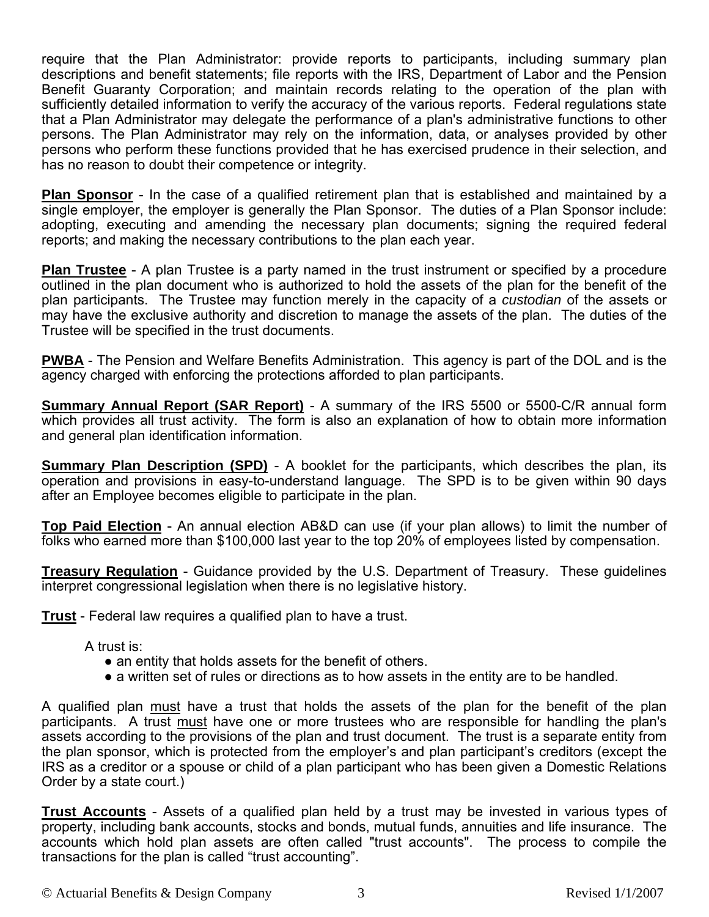require that the Plan Administrator: provide reports to participants, including summary plan descriptions and benefit statements; file reports with the IRS, Department of Labor and the Pension Benefit Guaranty Corporation; and maintain records relating to the operation of the plan with sufficiently detailed information to verify the accuracy of the various reports. Federal regulations state that a Plan Administrator may delegate the performance of a plan's administrative functions to other persons. The Plan Administrator may rely on the information, data, or analyses provided by other persons who perform these functions provided that he has exercised prudence in their selection, and has no reason to doubt their competence or integrity.

**Plan Sponsor** - In the case of a qualified retirement plan that is established and maintained by a single employer, the employer is generally the Plan Sponsor. The duties of a Plan Sponsor include: adopting, executing and amending the necessary plan documents; signing the required federal reports; and making the necessary contributions to the plan each year.

**Plan Trustee** - A plan Trustee is a party named in the trust instrument or specified by a procedure outlined in the plan document who is authorized to hold the assets of the plan for the benefit of the plan participants. The Trustee may function merely in the capacity of a *custodian* of the assets or may have the exclusive authority and discretion to manage the assets of the plan. The duties of the Trustee will be specified in the trust documents.

**PWBA** - The Pension and Welfare Benefits Administration. This agency is part of the DOL and is the agency charged with enforcing the protections afforded to plan participants.

**Summary Annual Report (SAR Report)** - A summary of the IRS 5500 or 5500-C/R annual form which provides all trust activity. The form is also an explanation of how to obtain more information and general plan identification information.

**Summary Plan Description (SPD)** - A booklet for the participants, which describes the plan, its operation and provisions in easy-to-understand language. The SPD is to be given within 90 days after an Employee becomes eligible to participate in the plan.

**Top Paid Election** - An annual election AB&D can use (if your plan allows) to limit the number of folks who earned more than $100,000 last year to the top 20% of employees listed by compensation.

**Treasury Regulation** - Guidance provided by the U.S. Department of Treasury. These guidelines interpret congressional legislation when there is no legislative history.

**Trust** - Federal law requires a qualified plan to have a trust.

A trust is:

- an entity that holds assets for the benefit of others.
- a written set of rules or directions as to how assets in the entity are to be handled.

A qualified plan <u>must</u> have a trust that holds the assets of the plan for the benefit of the plan participants. A trust <u>must</u> have one or more trustees who are responsible for handling the plan's assets according to the provisions of the plan and trust document. The trust is a separate entity from the plan sponsor, which is protected from the employer's and plan participant's creditors (except the IRS as a creditor or a spouse or child of a plan participant who has been given a Domestic Relations Order by a state court.)

**Trust Accounts** - Assets of a qualified plan held by a trust may be invested in various types of property, including bank accounts, stocks and bonds, mutual funds, annuities and life insurance. The accounts which hold plan assets are often called "trust accounts". The process to compile the transactions for the plan is called "trust accounting".